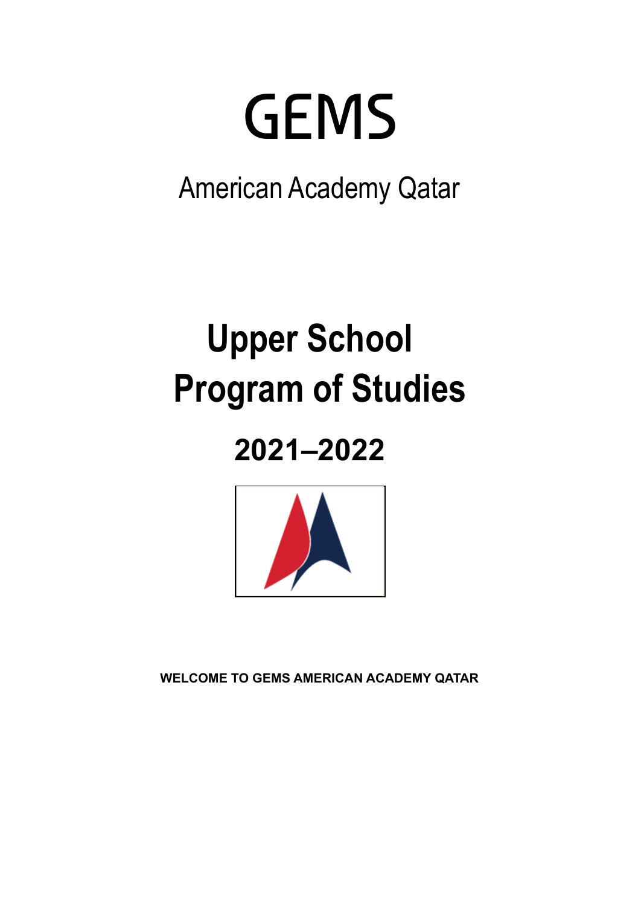# GEMS

## American Academy Qatar

# Upper School Program of Studies

## 2021–2022

**WELCOME TO GEMS AMERICAN ACADEMY QATAR**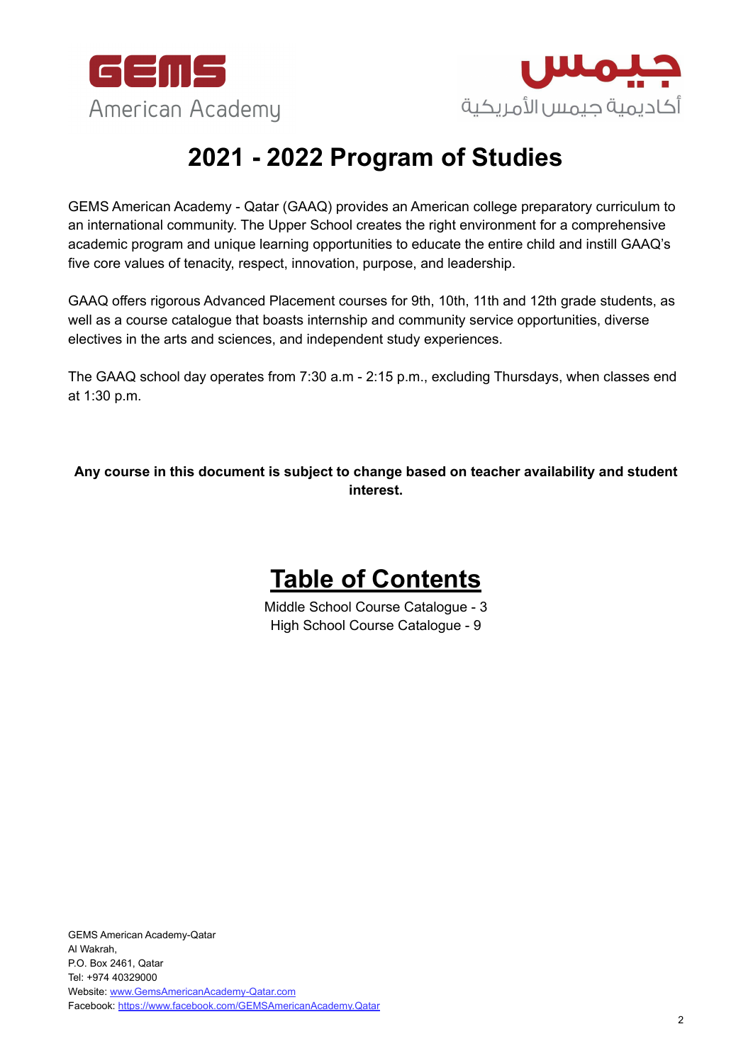GEMS American Academy

جيمس أكاديمية جيمس الأمريكية

# 2021 - 2022 Program of Studies

GEMS American Academy - Qatar (GAAQ) provides an American college preparatory curriculum to an international community. The Upper School creates the right environment for a comprehensive academic program and unique learning opportunities to educate the entire child and instill GAAQ's five core values of tenacity, respect, innovation, purpose, and leadership.

GAAQ offers rigorous Advanced Placement courses for 9th, 10th, 11th and 12th grade students, as well as a course catalogue that boasts internship and community service opportunities, diverse electives in the arts and sciences, and independent study experiences.

The GAAQ school day operates from 7:30 a.m - 2:15 p.m., excluding Thursdays, when classes end at 1:30 p.m.

**Any course in this document is subject to change based on teacher availability and student interest.**

## Table of Contents

Middle School Course Catalogue - 3
High School Course Catalogue - 9

GEMS American Academy-Qatar
Al Wakrah,
P.O. Box 2461, Qatar
Tel: +974 40329000
Website: www.GemsAmericanAcademy-Qatar.com
Facebook: https://www.facebook.com/GEMSAmericanAcademy.Qatar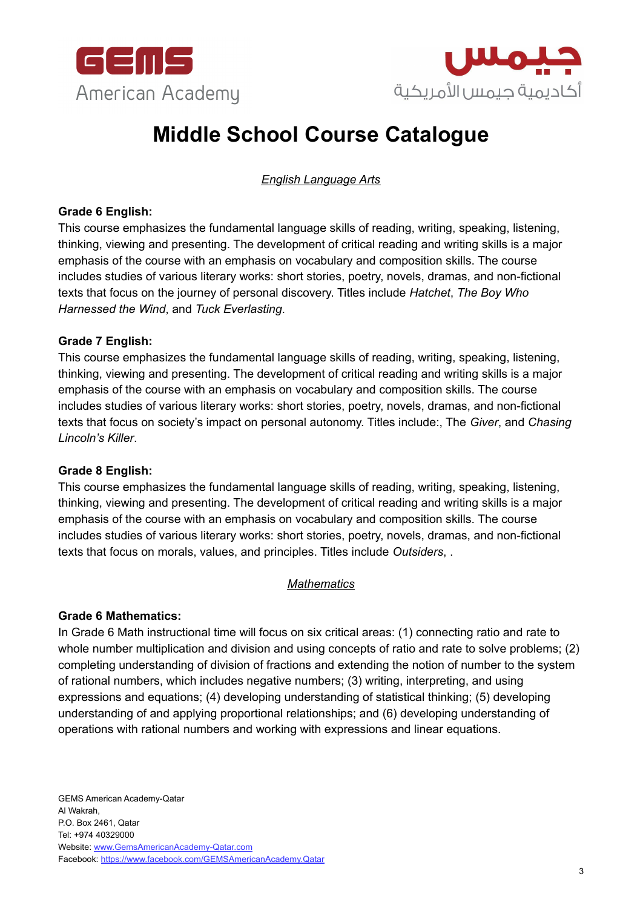# Middle School Course Catalogue

## *English Language Arts*

**Grade 6 English:**
This course emphasizes the fundamental language skills of reading, writing, speaking, listening, thinking, viewing and presenting. The development of critical reading and writing skills is a major emphasis of the course with an emphasis on vocabulary and composition skills. The course includes studies of various literary works: short stories, poetry, novels, dramas, and non-fictional texts that focus on the journey of personal discovery. Titles include *Hatchet*, *The Boy Who Harnessed the Wind*, and *Tuck Everlasting*.

**Grade 7 English:**
This course emphasizes the fundamental language skills of reading, writing, speaking, listening, thinking, viewing and presenting. The development of critical reading and writing skills is a major emphasis of the course with an emphasis on vocabulary and composition skills. The course includes studies of various literary works: short stories, poetry, novels, dramas, and non-fictional texts that focus on society's impact on personal autonomy. Titles include:, The *Giver*, and *Chasing Lincoln's Killer*.

**Grade 8 English:**
This course emphasizes the fundamental language skills of reading, writing, speaking, listening, thinking, viewing and presenting. The development of critical reading and writing skills is a major emphasis of the course with an emphasis on vocabulary and composition skills. The course includes studies of various literary works: short stories, poetry, novels, dramas, and non-fictional texts that focus on morals, values, and principles. Titles include *Outsiders*, .

## *Mathematics*

**Grade 6 Mathematics:**
In Grade 6 Math instructional time will focus on six critical areas: (1) connecting ratio and rate to whole number multiplication and division and using concepts of ratio and rate to solve problems; (2) completing understanding of division of fractions and extending the notion of number to the system of rational numbers, which includes negative numbers; (3) writing, interpreting, and using expressions and equations; (4) developing understanding of statistical thinking; (5) developing understanding of and applying proportional relationships; and (6) developing understanding of operations with rational numbers and working with expressions and linear equations.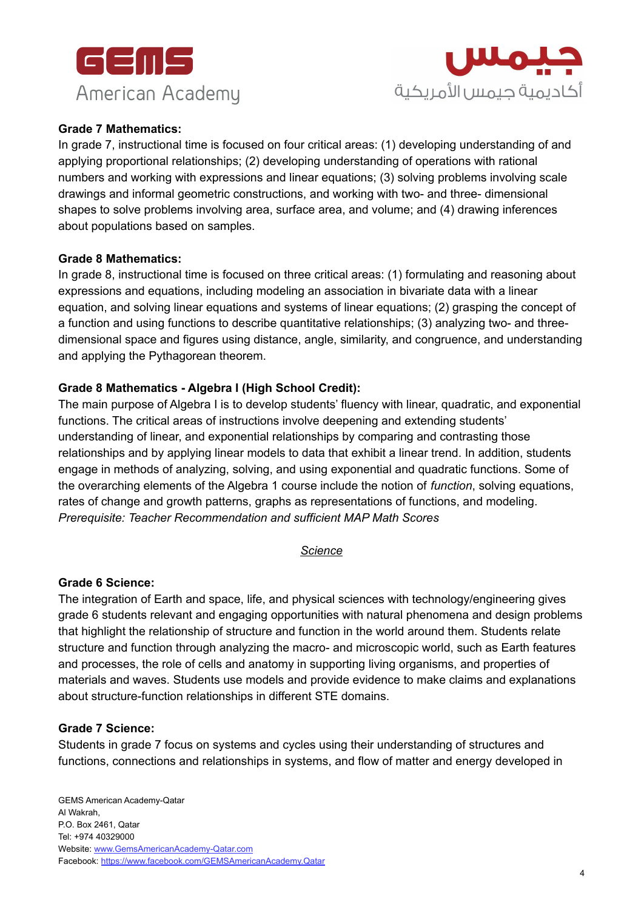**Grade 7 Mathematics:**

In grade 7, instructional time is focused on four critical areas: (1) developing understanding of and applying proportional relationships; (2) developing understanding of operations with rational numbers and working with expressions and linear equations; (3) solving problems involving scale drawings and informal geometric constructions, and working with two- and three- dimensional shapes to solve problems involving area, surface area, and volume; and (4) drawing inferences about populations based on samples.

**Grade 8 Mathematics:**

In grade 8, instructional time is focused on three critical areas: (1) formulating and reasoning about expressions and equations, including modeling an association in bivariate data with a linear equation, and solving linear equations and systems of linear equations; (2) grasping the concept of a function and using functions to describe quantitative relationships; (3) analyzing two- and three-dimensional space and figures using distance, angle, similarity, and congruence, and understanding and applying the Pythagorean theorem.

**Grade 8 Mathematics - Algebra I (High School Credit):**

The main purpose of Algebra I is to develop students' fluency with linear, quadratic, and exponential functions. The critical areas of instructions involve deepening and extending students' understanding of linear, and exponential relationships by comparing and contrasting those relationships and by applying linear models to data that exhibit a linear trend. In addition, students engage in methods of analyzing, solving, and using exponential and quadratic functions. Some of the overarching elements of the Algebra 1 course include the notion of *function*, solving equations, rates of change and growth patterns, graphs as representations of functions, and modeling.
*Prerequisite: Teacher Recommendation and sufficient MAP Math Scores*

## *Science*

**Grade 6 Science:**

The integration of Earth and space, life, and physical sciences with technology/engineering gives grade 6 students relevant and engaging opportunities with natural phenomena and design problems that highlight the relationship of structure and function in the world around them. Students relate structure and function through analyzing the macro- and microscopic world, such as Earth features and processes, the role of cells and anatomy in supporting living organisms, and properties of materials and waves. Students use models and provide evidence to make claims and explanations about structure-function relationships in different STE domains.

**Grade 7 Science:**

Students in grade 7 focus on systems and cycles using their understanding of structures and functions, connections and relationships in systems, and flow of matter and energy developed in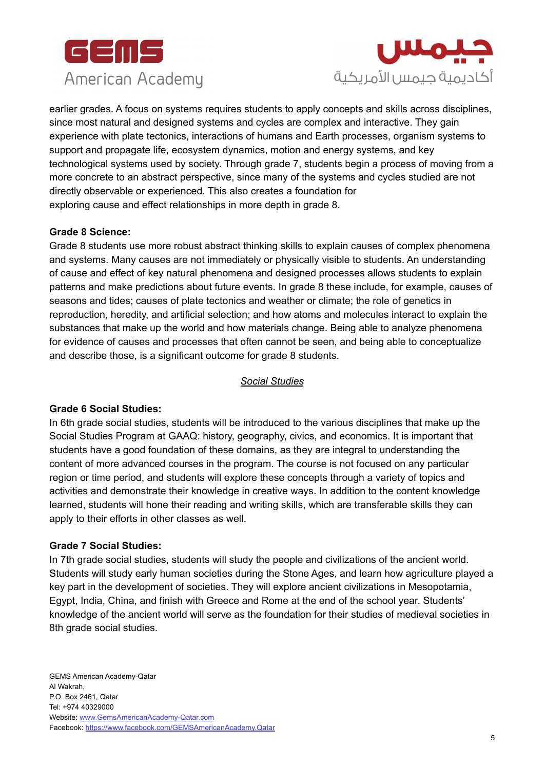earlier grades. A focus on systems requires students to apply concepts and skills across disciplines, since most natural and designed systems and cycles are complex and interactive. They gain experience with plate tectonics, interactions of humans and Earth processes, organism systems to support and propagate life, ecosystem dynamics, motion and energy systems, and key technological systems used by society. Through grade 7, students begin a process of moving from a more concrete to an abstract perspective, since many of the systems and cycles studied are not directly observable or experienced. This also creates a foundation for exploring cause and effect relationships in more depth in grade 8.

**Grade 8 Science:**
Grade 8 students use more robust abstract thinking skills to explain causes of complex phenomena and systems. Many causes are not immediately or physically visible to students. An understanding of cause and effect of key natural phenomena and designed processes allows students to explain patterns and make predictions about future events. In grade 8 these include, for example, causes of seasons and tides; causes of plate tectonics and weather or climate; the role of genetics in reproduction, heredity, and artificial selection; and how atoms and molecules interact to explain the substances that make up the world and how materials change. Being able to analyze phenomena for evidence of causes and processes that often cannot be seen, and being able to conceptualize and describe those, is a significant outcome for grade 8 students.

## *Social Studies*

**Grade 6 Social Studies:**
In 6th grade social studies, students will be introduced to the various disciplines that make up the Social Studies Program at GAAQ: history, geography, civics, and economics. It is important that students have a good foundation of these domains, as they are integral to understanding the content of more advanced courses in the program. The course is not focused on any particular region or time period, and students will explore these concepts through a variety of topics and activities and demonstrate their knowledge in creative ways. In addition to the content knowledge learned, students will hone their reading and writing skills, which are transferable skills they can apply to their efforts in other classes as well.

**Grade 7 Social Studies:**
In 7th grade social studies, students will study the people and civilizations of the ancient world. Students will study early human societies during the Stone Ages, and learn how agriculture played a key part in the development of societies. They will explore ancient civilizations in Mesopotamia, Egypt, India, China, and finish with Greece and Rome at the end of the school year. Students' knowledge of the ancient world will serve as the foundation for their studies of medieval societies in 8th grade social studies.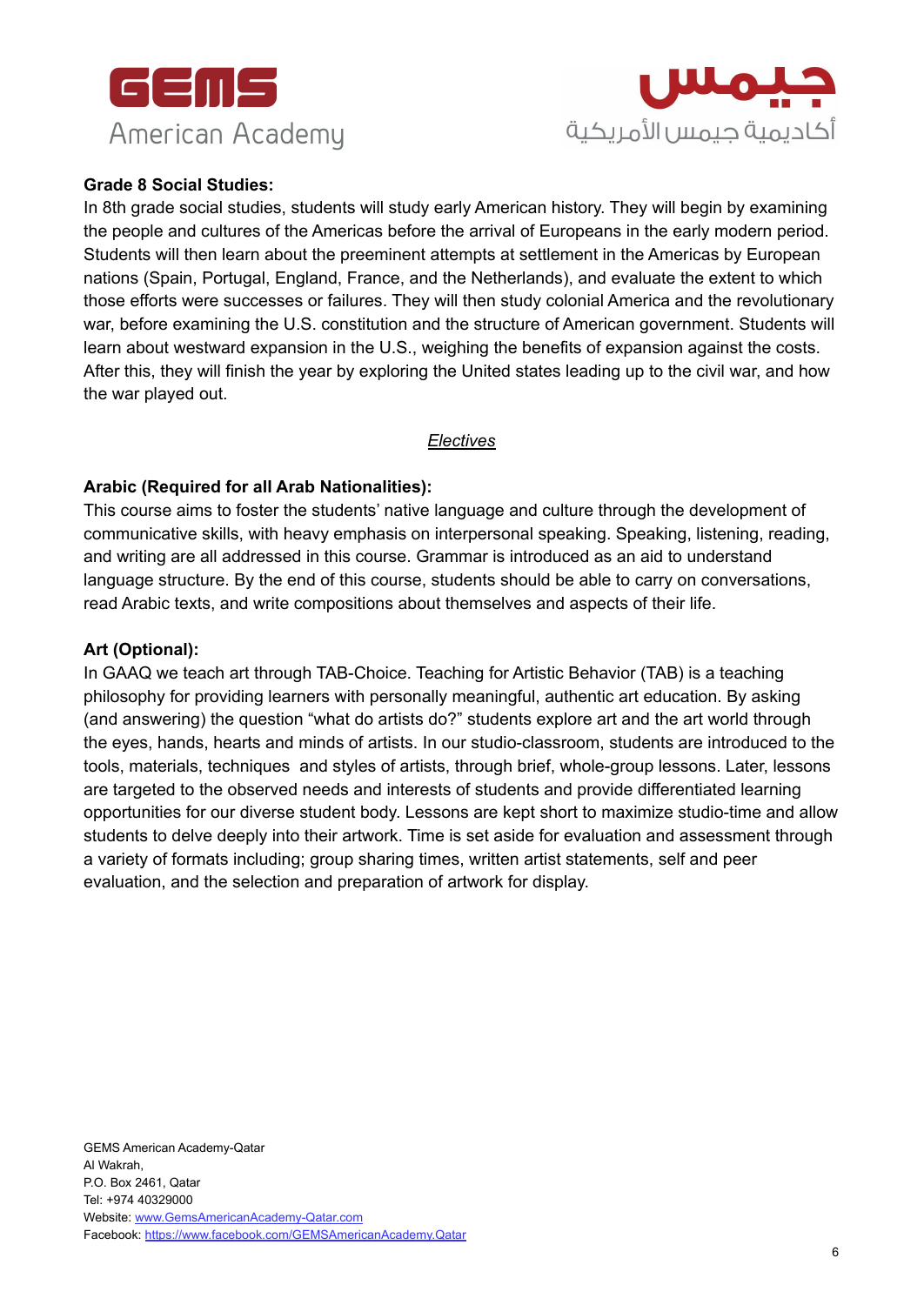**Grade 8 Social Studies:**
In 8th grade social studies, students will study early American history. They will begin by examining the people and cultures of the Americas before the arrival of Europeans in the early modern period. Students will then learn about the preeminent attempts at settlement in the Americas by European nations (Spain, Portugal, England, France, and the Netherlands), and evaluate the extent to which those efforts were successes or failures. They will then study colonial America and the revolutionary war, before examining the U.S. constitution and the structure of American government. Students will learn about westward expansion in the U.S., weighing the benefits of expansion against the costs. After this, they will finish the year by exploring the United states leading up to the civil war, and how the war played out.

*Electives*

**Arabic (Required for all Arab Nationalities):**
This course aims to foster the students' native language and culture through the development of communicative skills, with heavy emphasis on interpersonal speaking. Speaking, listening, reading, and writing are all addressed in this course. Grammar is introduced as an aid to understand language structure. By the end of this course, students should be able to carry on conversations, read Arabic texts, and write compositions about themselves and aspects of their life.

**Art (Optional):**
In GAAQ we teach art through TAB-Choice. Teaching for Artistic Behavior (TAB) is a teaching philosophy for providing learners with personally meaningful, authentic art education. By asking (and answering) the question "what do artists do?" students explore art and the art world through the eyes, hands, hearts and minds of artists. In our studio-classroom, students are introduced to the tools, materials, techniques and styles of artists, through brief, whole-group lessons. Later, lessons are targeted to the observed needs and interests of students and provide differentiated learning opportunities for our diverse student body. Lessons are kept short to maximize studio-time and allow students to delve deeply into their artwork. Time is set aside for evaluation and assessment through a variety of formats including; group sharing times, written artist statements, self and peer evaluation, and the selection and preparation of artwork for display.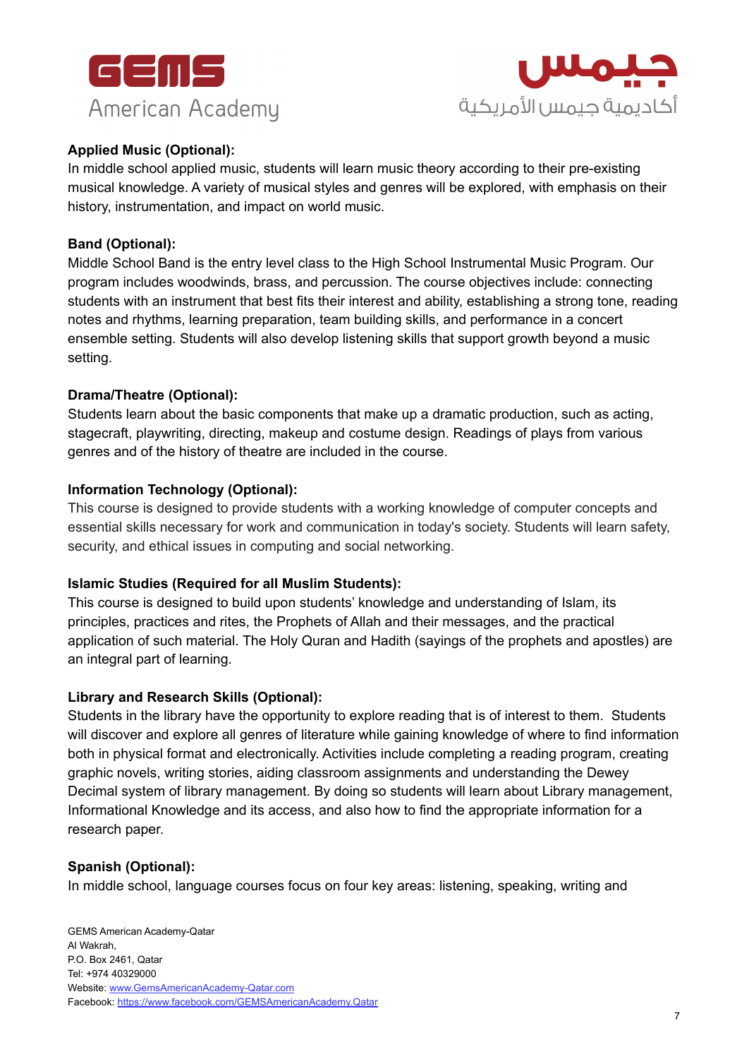**Applied Music (Optional):**
In middle school applied music, students will learn music theory according to their pre-existing musical knowledge. A variety of musical styles and genres will be explored, with emphasis on their history, instrumentation, and impact on world music.

**Band (Optional):**
Middle School Band is the entry level class to the High School Instrumental Music Program. Our program includes woodwinds, brass, and percussion. The course objectives include: connecting students with an instrument that best fits their interest and ability, establishing a strong tone, reading notes and rhythms, learning preparation, team building skills, and performance in a concert ensemble setting. Students will also develop listening skills that support growth beyond a music setting.

**Drama/Theatre (Optional):**
Students learn about the basic components that make up a dramatic production, such as acting, stagecraft, playwriting, directing, makeup and costume design. Readings of plays from various genres and of the history of theatre are included in the course.

**Information Technology (Optional):**
This course is designed to provide students with a working knowledge of computer concepts and essential skills necessary for work and communication in today's society. Students will learn safety, security, and ethical issues in computing and social networking.

**Islamic Studies (Required for all Muslim Students):**
This course is designed to build upon students' knowledge and understanding of Islam, its principles, practices and rites, the Prophets of Allah and their messages, and the practical application of such material. The Holy Quran and Hadith (sayings of the prophets and apostles) are an integral part of learning.

**Library and Research Skills (Optional):**
Students in the library have the opportunity to explore reading that is of interest to them. Students will discover and explore all genres of literature while gaining knowledge of where to find information both in physical format and electronically. Activities include completing a reading program, creating graphic novels, writing stories, aiding classroom assignments and understanding the Dewey Decimal system of library management. By doing so students will learn about Library management, Informational Knowledge and its access, and also how to find the appropriate information for a research paper.

**Spanish (Optional):**
In middle school, language courses focus on four key areas: listening, speaking, writing and

GEMS American Academy-Qatar
Al Wakrah,
P.O. Box 2461, Qatar
Tel: +974 40329000
Website: www.GemsAmericanAcademy-Qatar.com
Facebook: https://www.facebook.com/GEMSAmericanAcademy.Qatar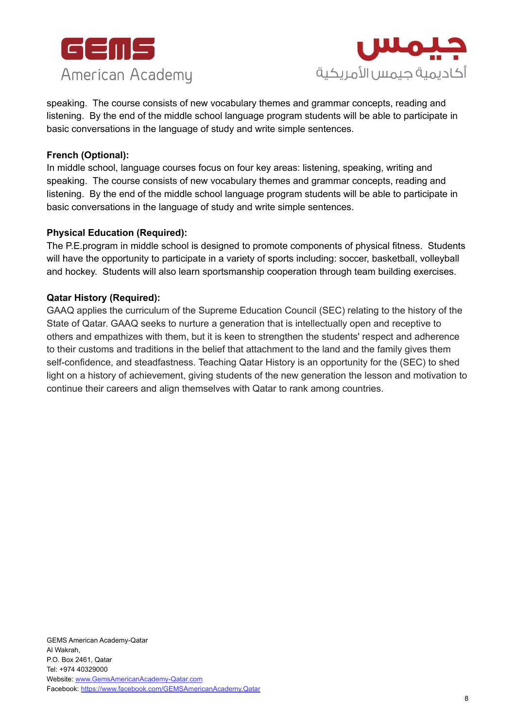speaking. The course consists of new vocabulary themes and grammar concepts, reading and listening. By the end of the middle school language program students will be able to participate in basic conversations in the language of study and write simple sentences.

**French (Optional):**
In middle school, language courses focus on four key areas: listening, speaking, writing and speaking. The course consists of new vocabulary themes and grammar concepts, reading and listening. By the end of the middle school language program students will be able to participate in basic conversations in the language of study and write simple sentences.

**Physical Education (Required):**
The P.E.program in middle school is designed to promote components of physical fitness. Students will have the opportunity to participate in a variety of sports including: soccer, basketball, volleyball and hockey. Students will also learn sportsmanship cooperation through team building exercises.

**Qatar History (Required):**
GAAQ applies the curriculum of the Supreme Education Council (SEC) relating to the history of the State of Qatar. GAAQ seeks to nurture a generation that is intellectually open and receptive to others and empathizes with them, but it is keen to strengthen the students' respect and adherence to their customs and traditions in the belief that attachment to the land and the family gives them self-confidence, and steadfastness. Teaching Qatar History is an opportunity for the (SEC) to shed light on a history of achievement, giving students of the new generation the lesson and motivation to continue their careers and align themselves with Qatar to rank among countries.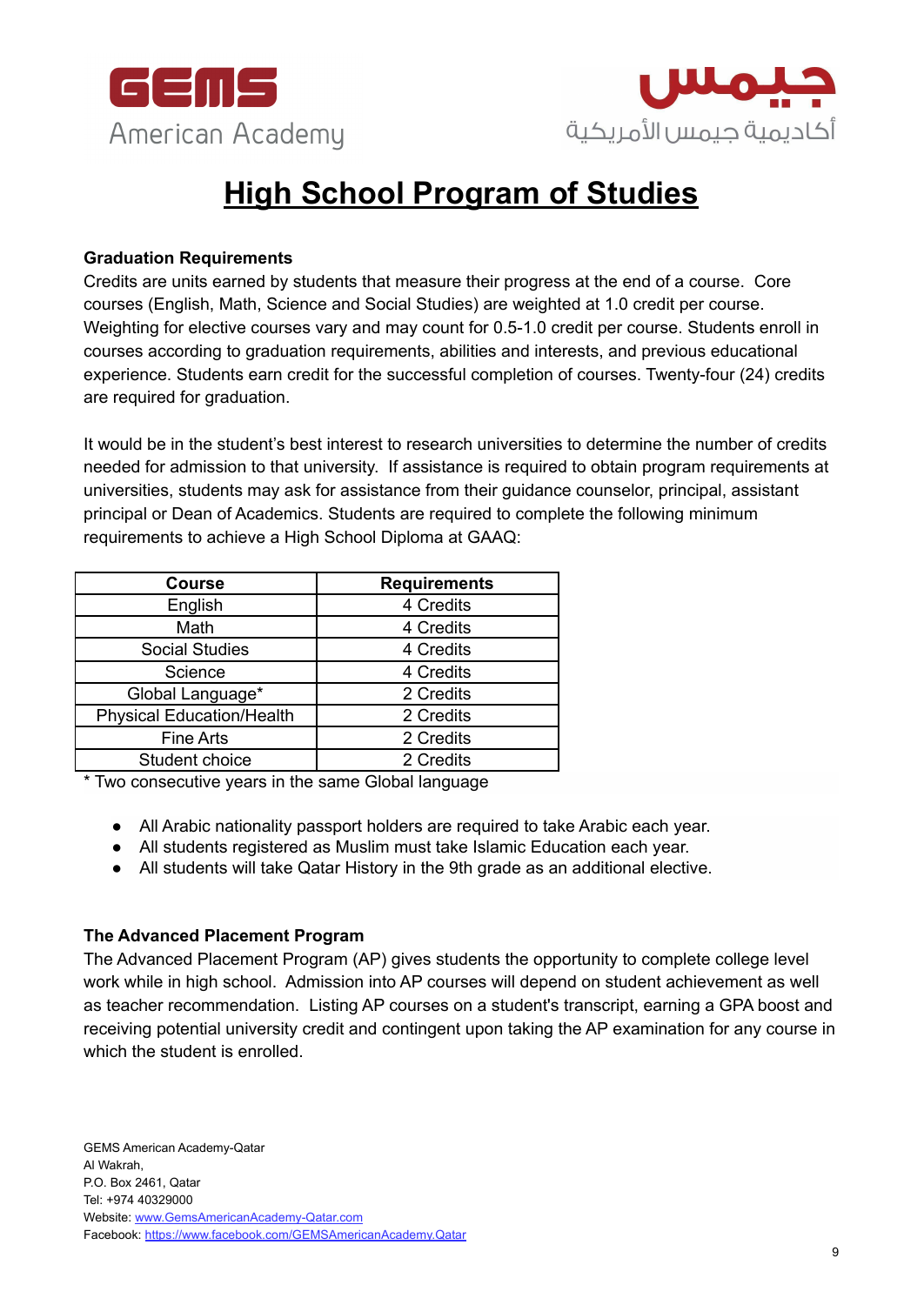# High School Program of Studies

**Graduation Requirements**

Credits are units earned by students that measure their progress at the end of a course. Core courses (English, Math, Science and Social Studies) are weighted at 1.0 credit per course. Weighting for elective courses vary and may count for 0.5-1.0 credit per course. Students enroll in courses according to graduation requirements, abilities and interests, and previous educational experience. Students earn credit for the successful completion of courses. Twenty-four (24) credits are required for graduation.

It would be in the student's best interest to research universities to determine the number of credits needed for admission to that university. If assistance is required to obtain program requirements at universities, students may ask for assistance from their guidance counselor, principal, assistant principal or Dean of Academics. Students are required to complete the following minimum requirements to achieve a High School Diploma at GAAQ:

| Course | Requirements |
|---|---|
| English | 4 Credits |
| Math | 4 Credits |
| Social Studies | 4 Credits |
| Science | 4 Credits |
| Global Language* | 2 Credits |
| Physical Education/Health | 2 Credits |
| Fine Arts | 2 Credits |
| Student choice | 2 Credits |

* Two consecutive years in the same Global language

- All Arabic nationality passport holders are required to take Arabic each year.
- All students registered as Muslim must take Islamic Education each year.
- All students will take Qatar History in the 9th grade as an additional elective.

**The Advanced Placement Program**

The Advanced Placement Program (AP) gives students the opportunity to complete college level work while in high school. Admission into AP courses will depend on student achievement as well as teacher recommendation. Listing AP courses on a student's transcript, earning a GPA boost and receiving potential university credit and contingent upon taking the AP examination for any course in which the student is enrolled.

GEMS American Academy-Qatar
Al Wakrah,
P.O. Box 2461, Qatar
Tel: +974 40329000
Website: www.GemsAmericanAcademy-Qatar.com
Facebook: https://www.facebook.com/GEMSAmericanAcademy.Qatar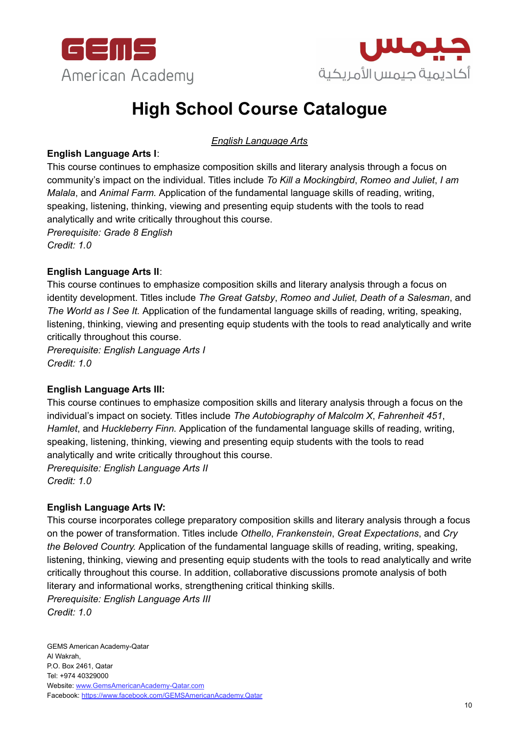# High School Course Catalogue

*English Language Arts*

**English Language Arts I**:
This course continues to emphasize composition skills and literary analysis through a focus on community's impact on the individual. Titles include *To Kill a Mockingbird*, *Romeo and Juliet*, *I am Malala*, and *Animal Farm.* Application of the fundamental language skills of reading, writing, speaking, listening, thinking, viewing and presenting equip students with the tools to read analytically and write critically throughout this course.
*Prerequisite: Grade 8 English*
*Credit: 1.0*

**English Language Arts II**:
This course continues to emphasize composition skills and literary analysis through a focus on identity development. Titles include *The Great Gatsby*, *Romeo and Juliet, Death of a Salesman*, and *The World as I See It.* Application of the fundamental language skills of reading, writing, speaking, listening, thinking, viewing and presenting equip students with the tools to read analytically and write critically throughout this course.
*Prerequisite: English Language Arts I*
*Credit: 1.0*

**English Language Arts III:**
This course continues to emphasize composition skills and literary analysis through a focus on the individual's impact on society. Titles include *The Autobiography of Malcolm X*, *Fahrenheit 451*, *Hamlet*, and *Huckleberry Finn.* Application of the fundamental language skills of reading, writing, speaking, listening, thinking, viewing and presenting equip students with the tools to read analytically and write critically throughout this course.
*Prerequisite: English Language Arts II*
*Credit: 1.0*

**English Language Arts IV:**
This course incorporates college preparatory composition skills and literary analysis through a focus on the power of transformation. Titles include *Othello*, *Frankenstein*, *Great Expectations*, and *Cry the Beloved Country.* Application of the fundamental language skills of reading, writing, speaking, listening, thinking, viewing and presenting equip students with the tools to read analytically and write critically throughout this course. In addition, collaborative discussions promote analysis of both literary and informational works, strengthening critical thinking skills.
*Prerequisite: English Language Arts III*
*Credit: 1.0*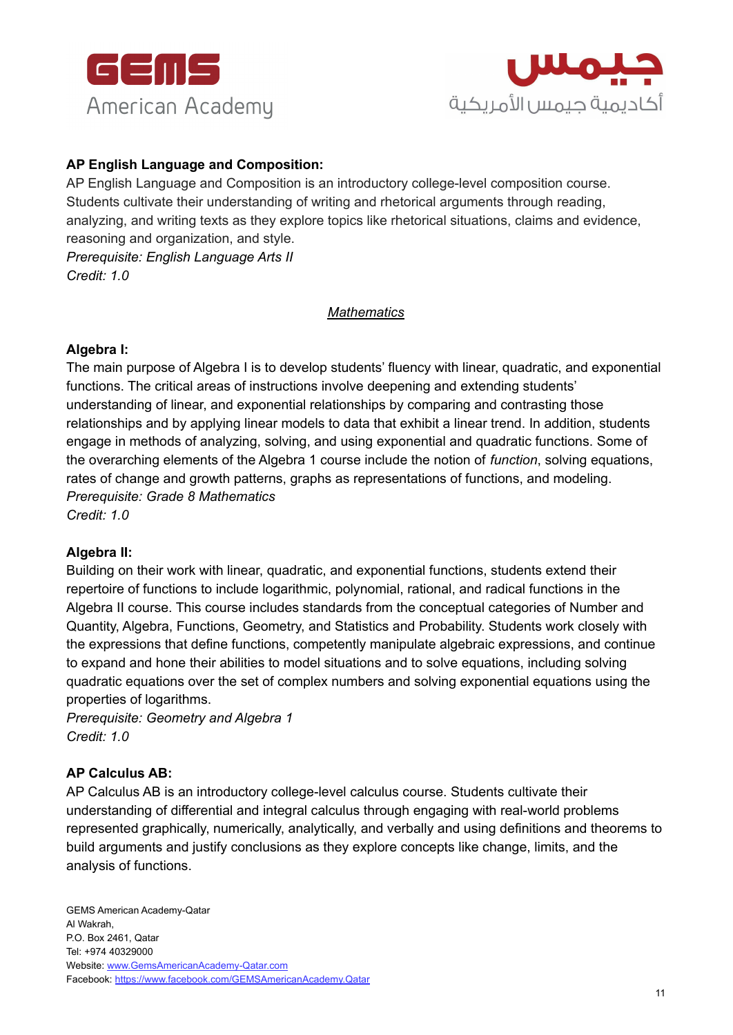**AP English Language and Composition:**

AP English Language and Composition is an introductory college-level composition course. Students cultivate their understanding of writing and rhetorical arguments through reading, analyzing, and writing texts as they explore topics like rhetorical situations, claims and evidence, reasoning and organization, and style.

*Prerequisite: English Language Arts II*

*Credit: 1.0*

## *Mathematics*

**Algebra I:**

The main purpose of Algebra I is to develop students' fluency with linear, quadratic, and exponential functions. The critical areas of instructions involve deepening and extending students' understanding of linear, and exponential relationships by comparing and contrasting those relationships and by applying linear models to data that exhibit a linear trend. In addition, students engage in methods of analyzing, solving, and using exponential and quadratic functions. Some of the overarching elements of the Algebra 1 course include the notion of *function*, solving equations, rates of change and growth patterns, graphs as representations of functions, and modeling.

*Prerequisite: Grade 8 Mathematics*

*Credit: 1.0*

**Algebra II:**

Building on their work with linear, quadratic, and exponential functions, students extend their repertoire of functions to include logarithmic, polynomial, rational, and radical functions in the Algebra II course. This course includes standards from the conceptual categories of Number and Quantity, Algebra, Functions, Geometry, and Statistics and Probability. Students work closely with the expressions that define functions, competently manipulate algebraic expressions, and continue to expand and hone their abilities to model situations and to solve equations, including solving quadratic equations over the set of complex numbers and solving exponential equations using the properties of logarithms.

*Prerequisite: Geometry and Algebra 1*

*Credit: 1.0*

**AP Calculus AB:**

AP Calculus AB is an introductory college-level calculus course. Students cultivate their understanding of differential and integral calculus through engaging with real-world problems represented graphically, numerically, analytically, and verbally and using definitions and theorems to build arguments and justify conclusions as they explore concepts like change, limits, and the analysis of functions.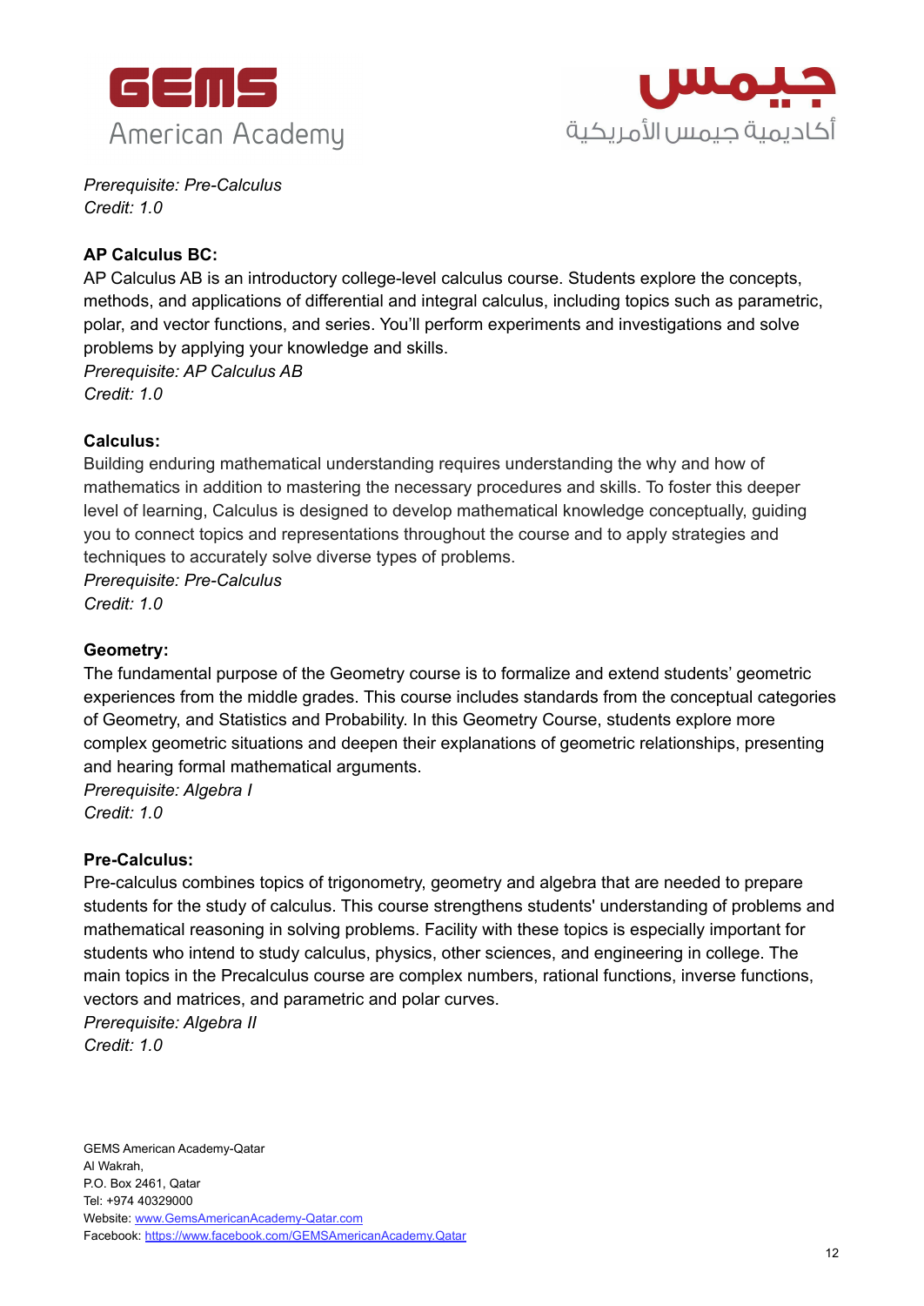*Prerequisite: Pre-Calculus*
*Credit: 1.0*

**AP Calculus BC:**
AP Calculus AB is an introductory college-level calculus course. Students explore the concepts, methods, and applications of differential and integral calculus, including topics such as parametric, polar, and vector functions, and series. You'll perform experiments and investigations and solve problems by applying your knowledge and skills.
*Prerequisite: AP Calculus AB*
*Credit: 1.0*

**Calculus:**
Building enduring mathematical understanding requires understanding the why and how of mathematics in addition to mastering the necessary procedures and skills. To foster this deeper level of learning, Calculus is designed to develop mathematical knowledge conceptually, guiding you to connect topics and representations throughout the course and to apply strategies and techniques to accurately solve diverse types of problems.
*Prerequisite: Pre-Calculus*
*Credit: 1.0*

**Geometry:**
The fundamental purpose of the Geometry course is to formalize and extend students' geometric experiences from the middle grades. This course includes standards from the conceptual categories of Geometry, and Statistics and Probability. In this Geometry Course, students explore more complex geometric situations and deepen their explanations of geometric relationships, presenting and hearing formal mathematical arguments.
*Prerequisite: Algebra I*
*Credit: 1.0*

**Pre-Calculus:**
Pre-calculus combines topics of trigonometry, geometry and algebra that are needed to prepare students for the study of calculus. This course strengthens students' understanding of problems and mathematical reasoning in solving problems. Facility with these topics is especially important for students who intend to study calculus, physics, other sciences, and engineering in college. The main topics in the Precalculus course are complex numbers, rational functions, inverse functions, vectors and matrices, and parametric and polar curves.
*Prerequisite: Algebra II*
*Credit: 1.0*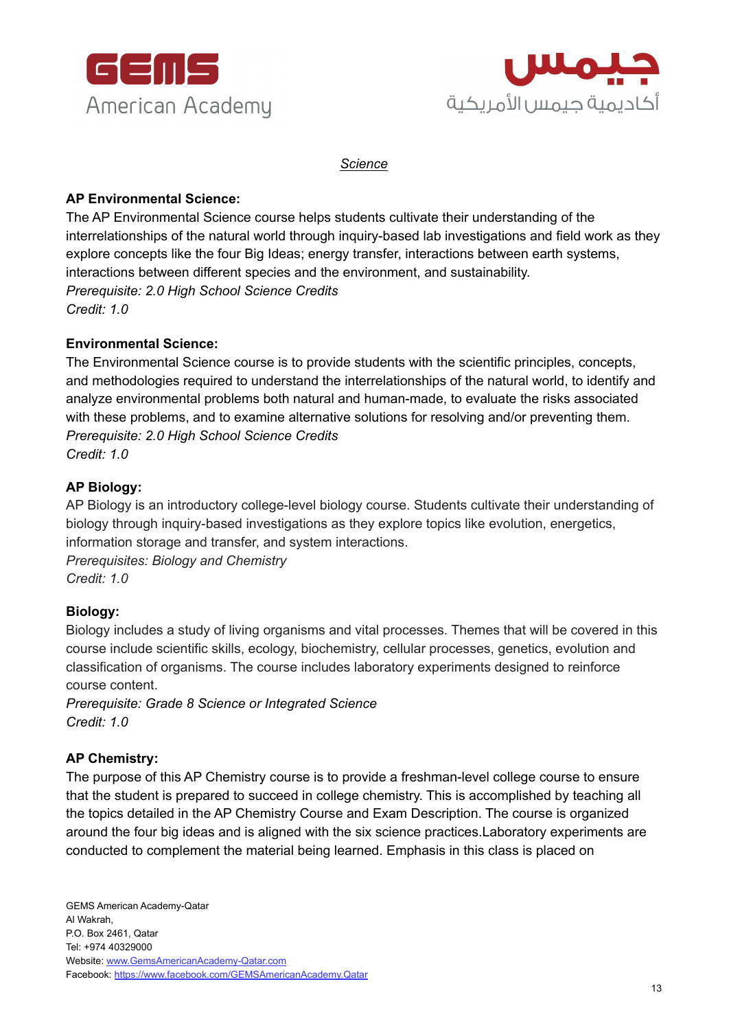*Science*

**AP Environmental Science:**

The AP Environmental Science course helps students cultivate their understanding of the interrelationships of the natural world through inquiry-based lab investigations and field work as they explore concepts like the four Big Ideas; energy transfer, interactions between earth systems, interactions between different species and the environment, and sustainability.

*Prerequisite: 2.0 High School Science Credits*

*Credit: 1.0*

**Environmental Science:**

The Environmental Science course is to provide students with the scientific principles, concepts, and methodologies required to understand the interrelationships of the natural world, to identify and analyze environmental problems both natural and human-made, to evaluate the risks associated with these problems, and to examine alternative solutions for resolving and/or preventing them.

*Prerequisite: 2.0 High School Science Credits*

*Credit: 1.0*

**AP Biology:**

AP Biology is an introductory college-level biology course. Students cultivate their understanding of biology through inquiry-based investigations as they explore topics like evolution, energetics, information storage and transfer, and system interactions.

*Prerequisites: Biology and Chemistry*

*Credit: 1.0*

**Biology:**

Biology includes a study of living organisms and vital processes. Themes that will be covered in this course include scientific skills, ecology, biochemistry, cellular processes, genetics, evolution and classification of organisms. The course includes laboratory experiments designed to reinforce course content.

*Prerequisite: Grade 8 Science or Integrated Science*

*Credit: 1.0*

**AP Chemistry:**

The purpose of this AP Chemistry course is to provide a freshman-level college course to ensure that the student is prepared to succeed in college chemistry. This is accomplished by teaching all the topics detailed in the AP Chemistry Course and Exam Description. The course is organized around the four big ideas and is aligned with the six science practices.Laboratory experiments are conducted to complement the material being learned. Emphasis in this class is placed on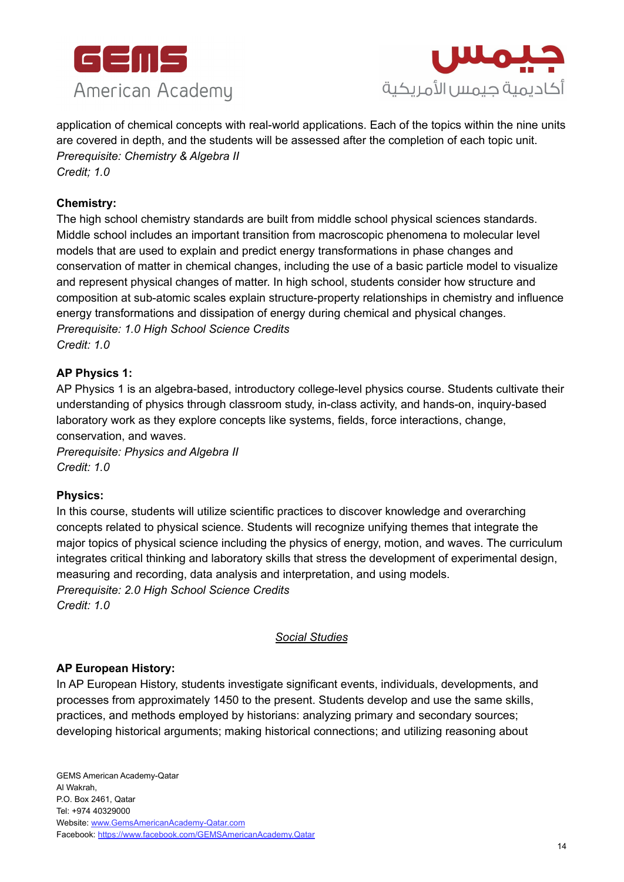application of chemical concepts with real-world applications. Each of the topics within the nine units are covered in depth, and the students will be assessed after the completion of each topic unit.
*Prerequisite: Chemistry & Algebra II*
*Credit; 1.0*

**Chemistry:**
The high school chemistry standards are built from middle school physical sciences standards. Middle school includes an important transition from macroscopic phenomena to molecular level models that are used to explain and predict energy transformations in phase changes and conservation of matter in chemical changes, including the use of a basic particle model to visualize and represent physical changes of matter. In high school, students consider how structure and composition at sub-atomic scales explain structure-property relationships in chemistry and influence energy transformations and dissipation of energy during chemical and physical changes.
*Prerequisite: 1.0 High School Science Credits*
*Credit: 1.0*

**AP Physics 1:**
AP Physics 1 is an algebra-based, introductory college-level physics course. Students cultivate their understanding of physics through classroom study, in-class activity, and hands-on, inquiry-based laboratory work as they explore concepts like systems, fields, force interactions, change, conservation, and waves.
*Prerequisite: Physics and Algebra II*
*Credit: 1.0*

**Physics:**
In this course, students will utilize scientific practices to discover knowledge and overarching concepts related to physical science. Students will recognize unifying themes that integrate the major topics of physical science including the physics of energy, motion, and waves. The curriculum integrates critical thinking and laboratory skills that stress the development of experimental design, measuring and recording, data analysis and interpretation, and using models.
*Prerequisite: 2.0 High School Science Credits*
*Credit: 1.0*

## *Social Studies*

**AP European History:**
In AP European History, students investigate significant events, individuals, developments, and processes from approximately 1450 to the present. Students develop and use the same skills, practices, and methods employed by historians: analyzing primary and secondary sources; developing historical arguments; making historical connections; and utilizing reasoning about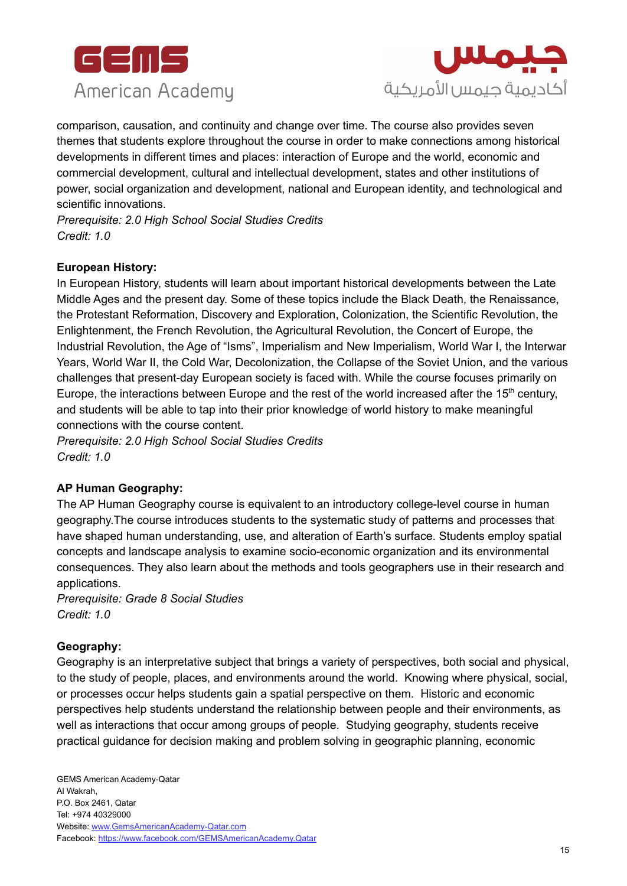comparison, causation, and continuity and change over time. The course also provides seven themes that students explore throughout the course in order to make connections among historical developments in different times and places: interaction of Europe and the world, economic and commercial development, cultural and intellectual development, states and other institutions of power, social organization and development, national and European identity, and technological and scientific innovations.
*Prerequisite: 2.0 High School Social Studies Credits*
*Credit: 1.0*

**European History:**
In European History, students will learn about important historical developments between the Late Middle Ages and the present day. Some of these topics include the Black Death, the Renaissance, the Protestant Reformation, Discovery and Exploration, Colonization, the Scientific Revolution, the Enlightenment, the French Revolution, the Agricultural Revolution, the Concert of Europe, the Industrial Revolution, the Age of "Isms", Imperialism and New Imperialism, World War I, the Interwar Years, World War II, the Cold War, Decolonization, the Collapse of the Soviet Union, and the various challenges that present-day European society is faced with. While the course focuses primarily on Europe, the interactions between Europe and the rest of the world increased after the 15th century, and students will be able to tap into their prior knowledge of world history to make meaningful connections with the course content.
*Prerequisite: 2.0 High School Social Studies Credits*
*Credit: 1.0*

**AP Human Geography:**
The AP Human Geography course is equivalent to an introductory college-level course in human geography.The course introduces students to the systematic study of patterns and processes that have shaped human understanding, use, and alteration of Earth's surface. Students employ spatial concepts and landscape analysis to examine socio-economic organization and its environmental consequences. They also learn about the methods and tools geographers use in their research and applications.
*Prerequisite: Grade 8 Social Studies*
*Credit: 1.0*

**Geography:**
Geography is an interpretative subject that brings a variety of perspectives, both social and physical, to the study of people, places, and environments around the world. Knowing where physical, social, or processes occur helps students gain a spatial perspective on them. Historic and economic perspectives help students understand the relationship between people and their environments, as well as interactions that occur among groups of people. Studying geography, students receive practical guidance for decision making and problem solving in geographic planning, economic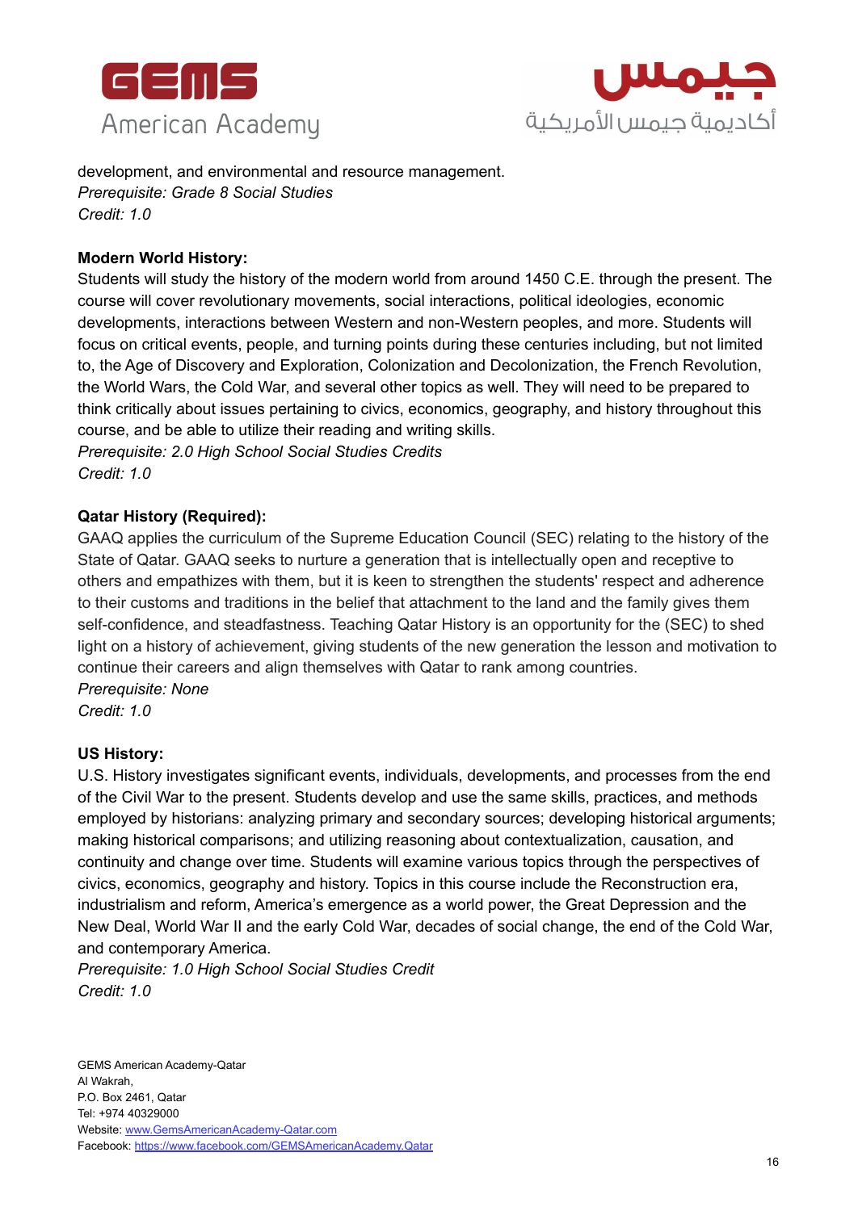development, and environmental and resource management.
*Prerequisite: Grade 8 Social Studies*
*Credit: 1.0*

**Modern World History:**
Students will study the history of the modern world from around 1450 C.E. through the present. The course will cover revolutionary movements, social interactions, political ideologies, economic developments, interactions between Western and non-Western peoples, and more. Students will focus on critical events, people, and turning points during these centuries including, but not limited to, the Age of Discovery and Exploration, Colonization and Decolonization, the French Revolution, the World Wars, the Cold War, and several other topics as well. They will need to be prepared to think critically about issues pertaining to civics, economics, geography, and history throughout this course, and be able to utilize their reading and writing skills.
*Prerequisite: 2.0 High School Social Studies Credits*
*Credit: 1.0*

**Qatar History (Required):**
GAAQ applies the curriculum of the Supreme Education Council (SEC) relating to the history of the State of Qatar. GAAQ seeks to nurture a generation that is intellectually open and receptive to others and empathizes with them, but it is keen to strengthen the students' respect and adherence to their customs and traditions in the belief that attachment to the land and the family gives them self-confidence, and steadfastness. Teaching Qatar History is an opportunity for the (SEC) to shed light on a history of achievement, giving students of the new generation the lesson and motivation to continue their careers and align themselves with Qatar to rank among countries.
*Prerequisite: None*
*Credit: 1.0*

**US History:**
U.S. History investigates significant events, individuals, developments, and processes from the end of the Civil War to the present. Students develop and use the same skills, practices, and methods employed by historians: analyzing primary and secondary sources; developing historical arguments; making historical comparisons; and utilizing reasoning about contextualization, causation, and continuity and change over time. Students will examine various topics through the perspectives of civics, economics, geography and history. Topics in this course include the Reconstruction era, industrialism and reform, America's emergence as a world power, the Great Depression and the New Deal, World War II and the early Cold War, decades of social change, the end of the Cold War, and contemporary America.
*Prerequisite: 1.0 High School Social Studies Credit*
*Credit: 1.0*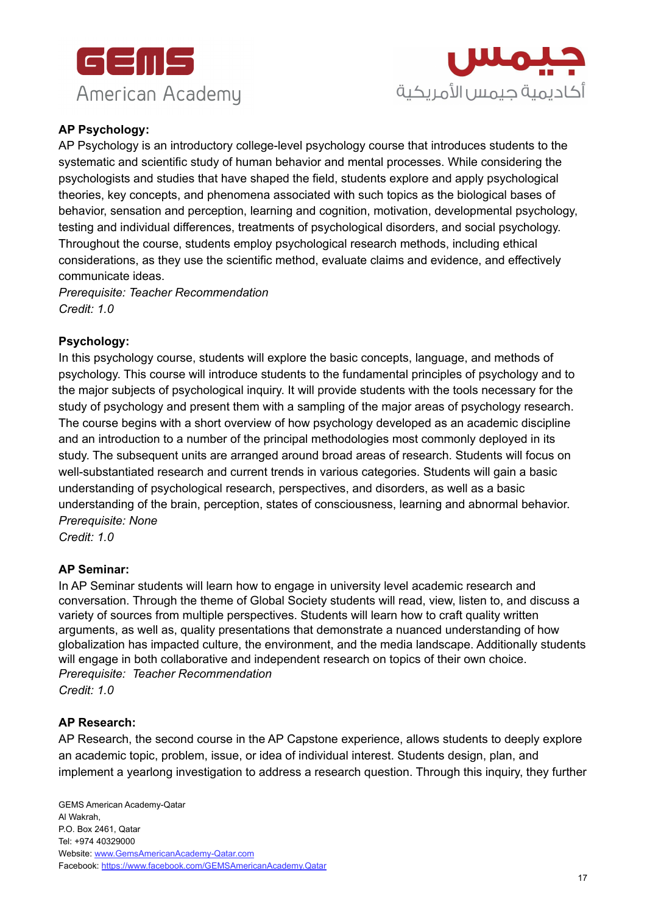**AP Psychology:**
AP Psychology is an introductory college-level psychology course that introduces students to the systematic and scientific study of human behavior and mental processes. While considering the psychologists and studies that have shaped the field, students explore and apply psychological theories, key concepts, and phenomena associated with such topics as the biological bases of behavior, sensation and perception, learning and cognition, motivation, developmental psychology, testing and individual differences, treatments of psychological disorders, and social psychology. Throughout the course, students employ psychological research methods, including ethical considerations, as they use the scientific method, evaluate claims and evidence, and effectively communicate ideas.
*Prerequisite: Teacher Recommendation*
*Credit: 1.0*

**Psychology:**
In this psychology course, students will explore the basic concepts, language, and methods of psychology. This course will introduce students to the fundamental principles of psychology and to the major subjects of psychological inquiry. It will provide students with the tools necessary for the study of psychology and present them with a sampling of the major areas of psychology research. The course begins with a short overview of how psychology developed as an academic discipline and an introduction to a number of the principal methodologies most commonly deployed in its study. The subsequent units are arranged around broad areas of research. Students will focus on well-substantiated research and current trends in various categories. Students will gain a basic understanding of psychological research, perspectives, and disorders, as well as a basic understanding of the brain, perception, states of consciousness, learning and abnormal behavior.
*Prerequisite: None*
*Credit: 1.0*

**AP Seminar:**
In AP Seminar students will learn how to engage in university level academic research and conversation. Through the theme of Global Society students will read, view, listen to, and discuss a variety of sources from multiple perspectives. Students will learn how to craft quality written arguments, as well as, quality presentations that demonstrate a nuanced understanding of how globalization has impacted culture, the environment, and the media landscape. Additionally students will engage in both collaborative and independent research on topics of their own choice.
*Prerequisite: Teacher Recommendation*
*Credit: 1.0*

**AP Research:**
AP Research, the second course in the AP Capstone experience, allows students to deeply explore an academic topic, problem, issue, or idea of individual interest. Students design, plan, and implement a yearlong investigation to address a research question. Through this inquiry, they further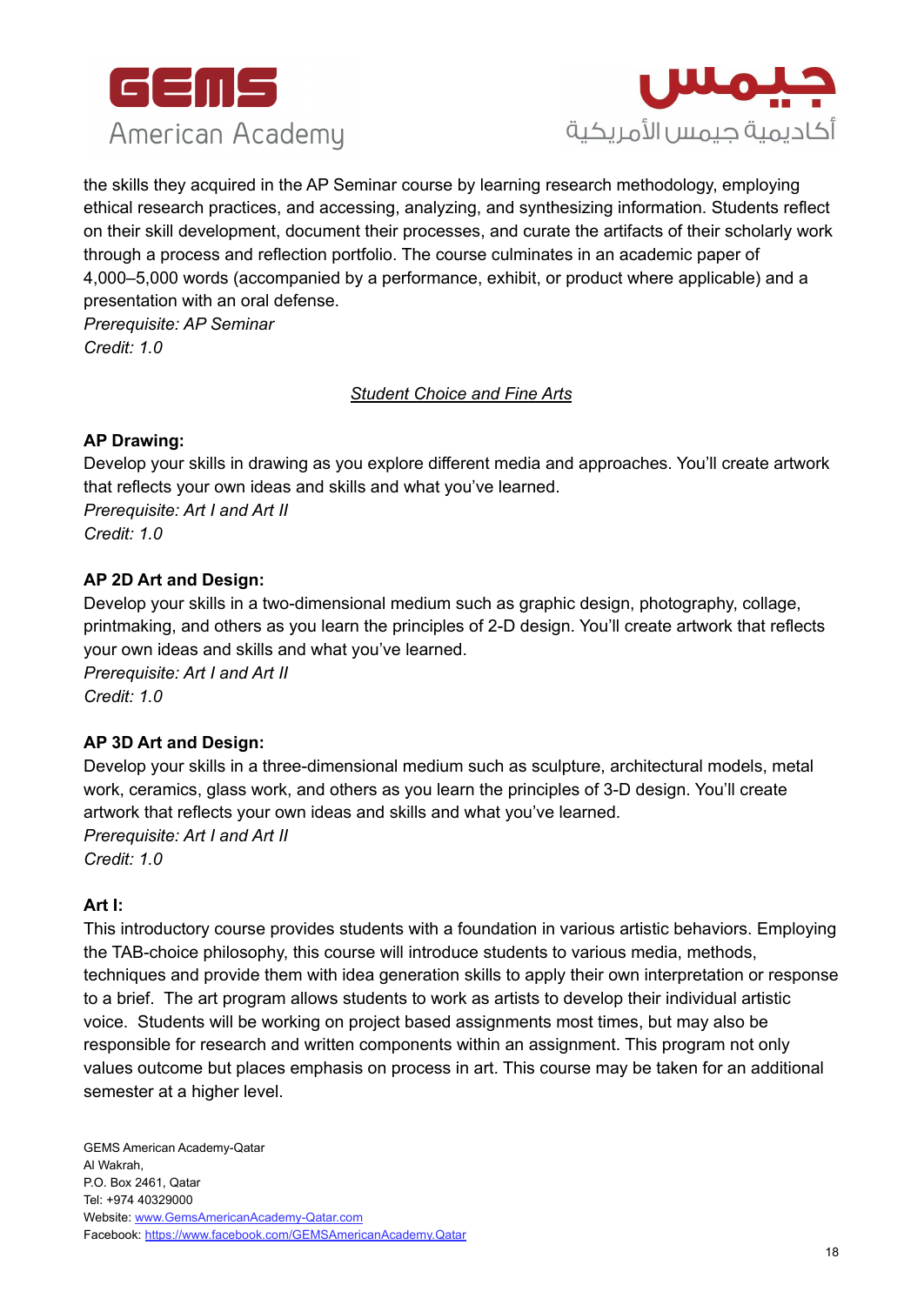the skills they acquired in the AP Seminar course by learning research methodology, employing ethical research practices, and accessing, analyzing, and synthesizing information. Students reflect on their skill development, document their processes, and curate the artifacts of their scholarly work through a process and reflection portfolio. The course culminates in an academic paper of 4,000–5,000 words (accompanied by a performance, exhibit, or product where applicable) and a presentation with an oral defense.
*Prerequisite: AP Seminar*
*Credit: 1.0*

## *Student Choice and Fine Arts*

**AP Drawing:**
Develop your skills in drawing as you explore different media and approaches. You'll create artwork that reflects your own ideas and skills and what you've learned.
*Prerequisite: Art I and Art II*
*Credit: 1.0*

**AP 2D Art and Design:**
Develop your skills in a two-dimensional medium such as graphic design, photography, collage, printmaking, and others as you learn the principles of 2-D design. You'll create artwork that reflects your own ideas and skills and what you've learned.
*Prerequisite: Art I and Art II*
*Credit: 1.0*

**AP 3D Art and Design:**
Develop your skills in a three-dimensional medium such as sculpture, architectural models, metal work, ceramics, glass work, and others as you learn the principles of 3-D design. You'll create artwork that reflects your own ideas and skills and what you've learned.
*Prerequisite: Art I and Art II*
*Credit: 1.0*

**Art I:**
This introductory course provides students with a foundation in various artistic behaviors. Employing the TAB-choice philosophy, this course will introduce students to various media, methods, techniques and provide them with idea generation skills to apply their own interpretation or response to a brief. The art program allows students to work as artists to develop their individual artistic voice. Students will be working on project based assignments most times, but may also be responsible for research and written components within an assignment. This program not only values outcome but places emphasis on process in art. This course may be taken for an additional semester at a higher level.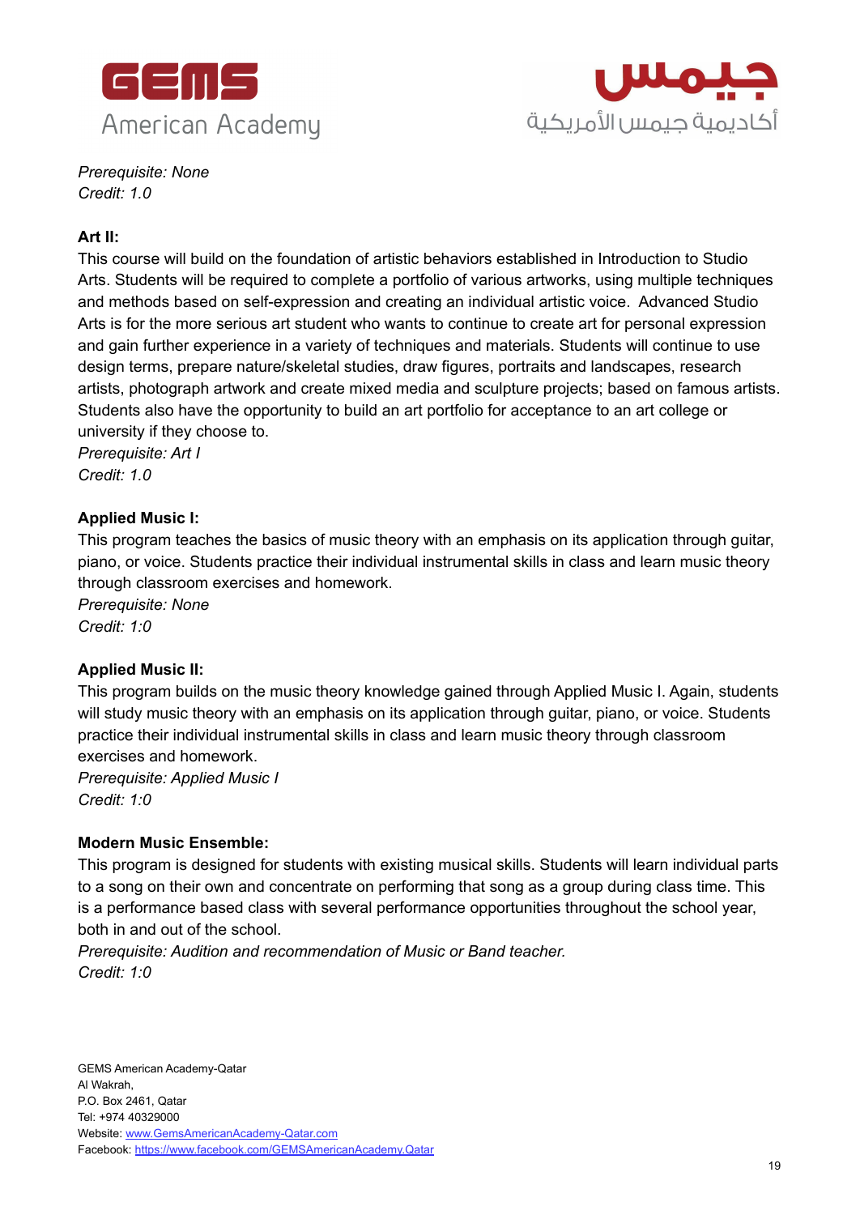*Prerequisite: None*
*Credit: 1.0*

**Art II:**
This course will build on the foundation of artistic behaviors established in Introduction to Studio Arts. Students will be required to complete a portfolio of various artworks, using multiple techniques and methods based on self-expression and creating an individual artistic voice. Advanced Studio Arts is for the more serious art student who wants to continue to create art for personal expression and gain further experience in a variety of techniques and materials. Students will continue to use design terms, prepare nature/skeletal studies, draw figures, portraits and landscapes, research artists, photograph artwork and create mixed media and sculpture projects; based on famous artists. Students also have the opportunity to build an art portfolio for acceptance to an art college or university if they choose to.
*Prerequisite: Art I*
*Credit: 1.0*

**Applied Music I:**
This program teaches the basics of music theory with an emphasis on its application through guitar, piano, or voice. Students practice their individual instrumental skills in class and learn music theory through classroom exercises and homework.
*Prerequisite: None*
*Credit: 1:0*

**Applied Music II:**
This program builds on the music theory knowledge gained through Applied Music I. Again, students will study music theory with an emphasis on its application through guitar, piano, or voice. Students practice their individual instrumental skills in class and learn music theory through classroom exercises and homework.
*Prerequisite: Applied Music I*
*Credit: 1:0*

**Modern Music Ensemble:**
This program is designed for students with existing musical skills. Students will learn individual parts to a song on their own and concentrate on performing that song as a group during class time. This is a performance based class with several performance opportunities throughout the school year, both in and out of the school.
*Prerequisite: Audition and recommendation of Music or Band teacher.*
*Credit: 1:0*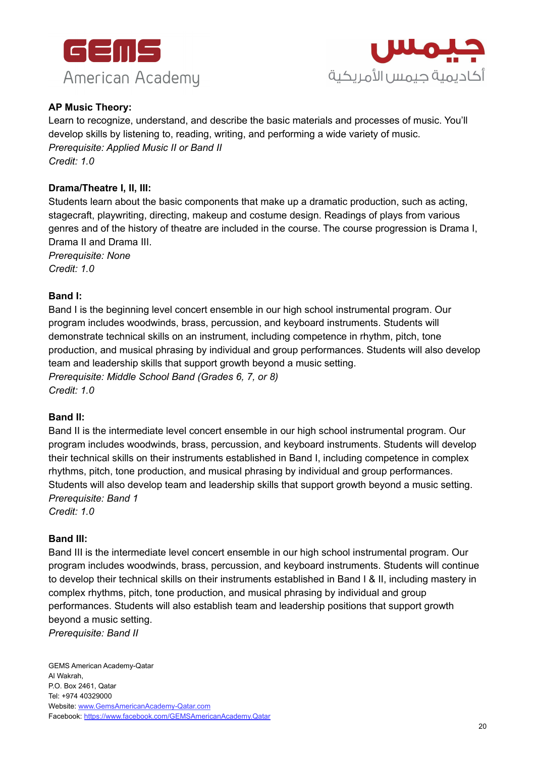**AP Music Theory:**
Learn to recognize, understand, and describe the basic materials and processes of music. You'll develop skills by listening to, reading, writing, and performing a wide variety of music.
*Prerequisite: Applied Music II or Band II*
*Credit: 1.0*

**Drama/Theatre I, II, III:**
Students learn about the basic components that make up a dramatic production, such as acting, stagecraft, playwriting, directing, makeup and costume design. Readings of plays from various genres and of the history of theatre are included in the course. The course progression is Drama I, Drama II and Drama III.
*Prerequisite: None*
*Credit: 1.0*

**Band I:**
Band I is the beginning level concert ensemble in our high school instrumental program. Our program includes woodwinds, brass, percussion, and keyboard instruments. Students will demonstrate technical skills on an instrument, including competence in rhythm, pitch, tone production, and musical phrasing by individual and group performances. Students will also develop team and leadership skills that support growth beyond a music setting.
*Prerequisite: Middle School Band (Grades 6, 7, or 8)*
*Credit: 1.0*

**Band II:**
Band II is the intermediate level concert ensemble in our high school instrumental program. Our program includes woodwinds, brass, percussion, and keyboard instruments. Students will develop their technical skills on their instruments established in Band I, including competence in complex rhythms, pitch, tone production, and musical phrasing by individual and group performances. Students will also develop team and leadership skills that support growth beyond a music setting.
*Prerequisite: Band 1*
*Credit: 1.0*

**Band III:**
Band III is the intermediate level concert ensemble in our high school instrumental program. Our program includes woodwinds, brass, percussion, and keyboard instruments. Students will continue to develop their technical skills on their instruments established in Band I & II, including mastery in complex rhythms, pitch, tone production, and musical phrasing by individual and group performances. Students will also establish team and leadership positions that support growth beyond a music setting.
*Prerequisite: Band II*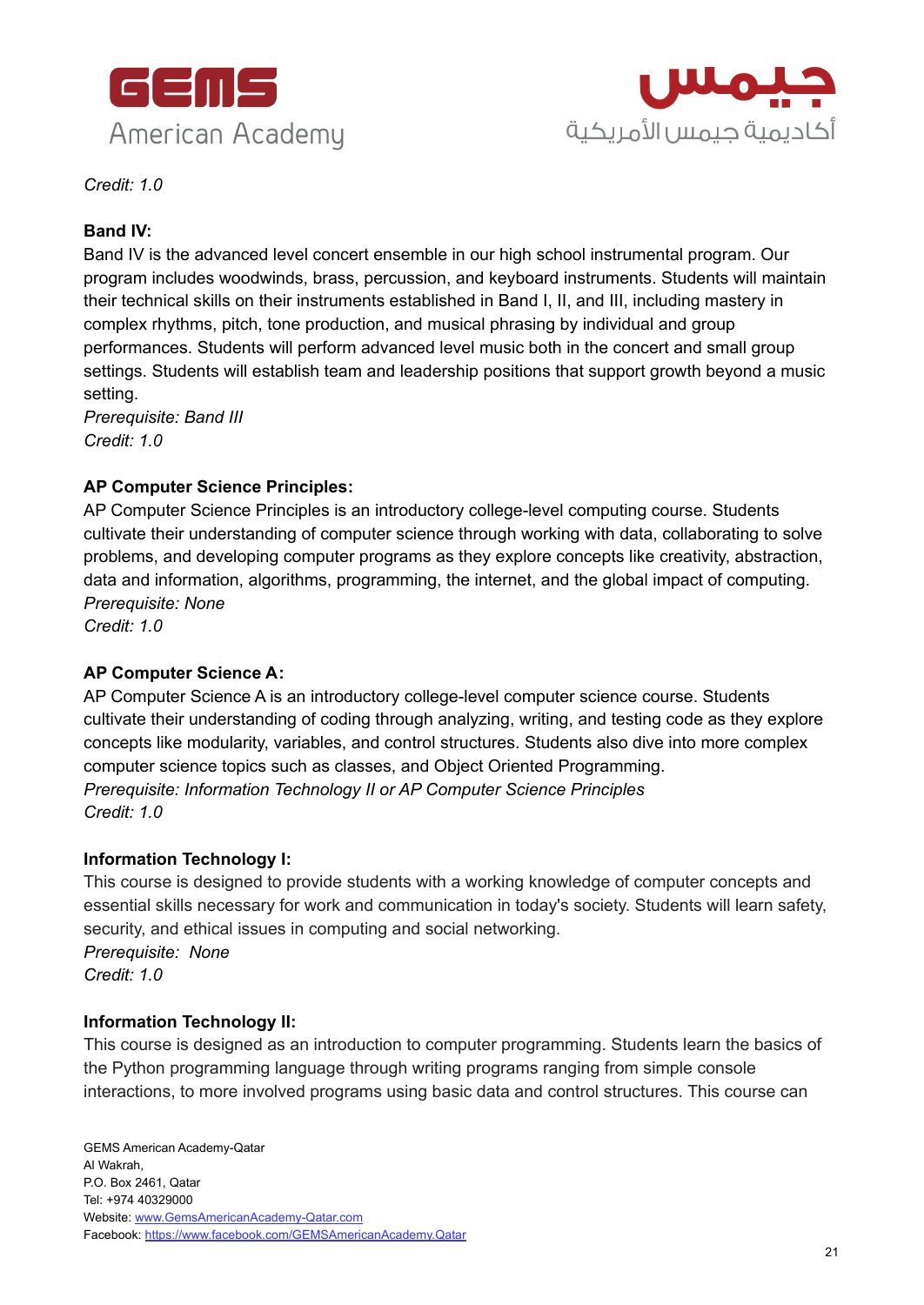*Credit: 1.0*

**Band IV:**

Band IV is the advanced level concert ensemble in our high school instrumental program. Our program includes woodwinds, brass, percussion, and keyboard instruments. Students will maintain their technical skills on their instruments established in Band I, II, and III, including mastery in complex rhythms, pitch, tone production, and musical phrasing by individual and group performances. Students will perform advanced level music both in the concert and small group settings. Students will establish team and leadership positions that support growth beyond a music setting.

*Prerequisite: Band III*

*Credit: 1.0*

**AP Computer Science Principles:**

AP Computer Science Principles is an introductory college-level computing course. Students cultivate their understanding of computer science through working with data, collaborating to solve problems, and developing computer programs as they explore concepts like creativity, abstraction, data and information, algorithms, programming, the internet, and the global impact of computing.

*Prerequisite: None*

*Credit: 1.0*

**AP Computer Science A:**

AP Computer Science A is an introductory college-level computer science course. Students cultivate their understanding of coding through analyzing, writing, and testing code as they explore concepts like modularity, variables, and control structures. Students also dive into more complex computer science topics such as classes, and Object Oriented Programming.

*Prerequisite: Information Technology II or AP Computer Science Principles*

*Credit: 1.0*

**Information Technology I:**

This course is designed to provide students with a working knowledge of computer concepts and essential skills necessary for work and communication in today's society. Students will learn safety, security, and ethical issues in computing and social networking.

*Prerequisite: None*

*Credit: 1.0*

**Information Technology II:**

This course is designed as an introduction to computer programming. Students learn the basics of the Python programming language through writing programs ranging from simple console interactions, to more involved programs using basic data and control structures. This course can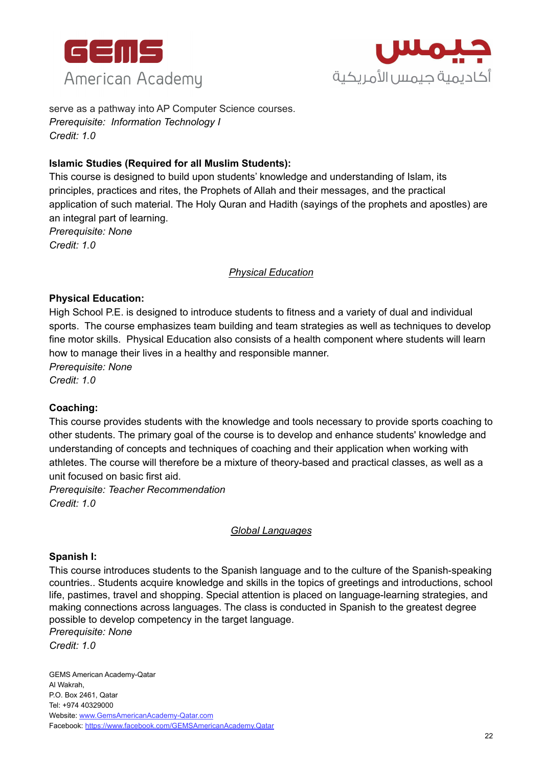serve as a pathway into AP Computer Science courses.
*Prerequisite: Information Technology I*
*Credit: 1.0*

**Islamic Studies (Required for all Muslim Students):**
This course is designed to build upon students' knowledge and understanding of Islam, its principles, practices and rites, the Prophets of Allah and their messages, and the practical application of such material. The Holy Quran and Hadith (sayings of the prophets and apostles) are an integral part of learning.
*Prerequisite: None*
*Credit: 1.0*

## *Physical Education*

**Physical Education:**
High School P.E. is designed to introduce students to fitness and a variety of dual and individual sports. The course emphasizes team building and team strategies as well as techniques to develop fine motor skills. Physical Education also consists of a health component where students will learn how to manage their lives in a healthy and responsible manner.
*Prerequisite: None*
*Credit: 1.0*

**Coaching:**
This course provides students with the knowledge and tools necessary to provide sports coaching to other students. The primary goal of the course is to develop and enhance students' knowledge and understanding of concepts and techniques of coaching and their application when working with athletes. The course will therefore be a mixture of theory-based and practical classes, as well as a unit focused on basic first aid.
*Prerequisite: Teacher Recommendation*
*Credit: 1.0*

## *Global Languages*

**Spanish I:**
This course introduces students to the Spanish language and to the culture of the Spanish-speaking countries.. Students acquire knowledge and skills in the topics of greetings and introductions, school life, pastimes, travel and shopping. Special attention is placed on language-learning strategies, and making connections across languages. The class is conducted in Spanish to the greatest degree possible to develop competency in the target language.
*Prerequisite: None*
*Credit: 1.0*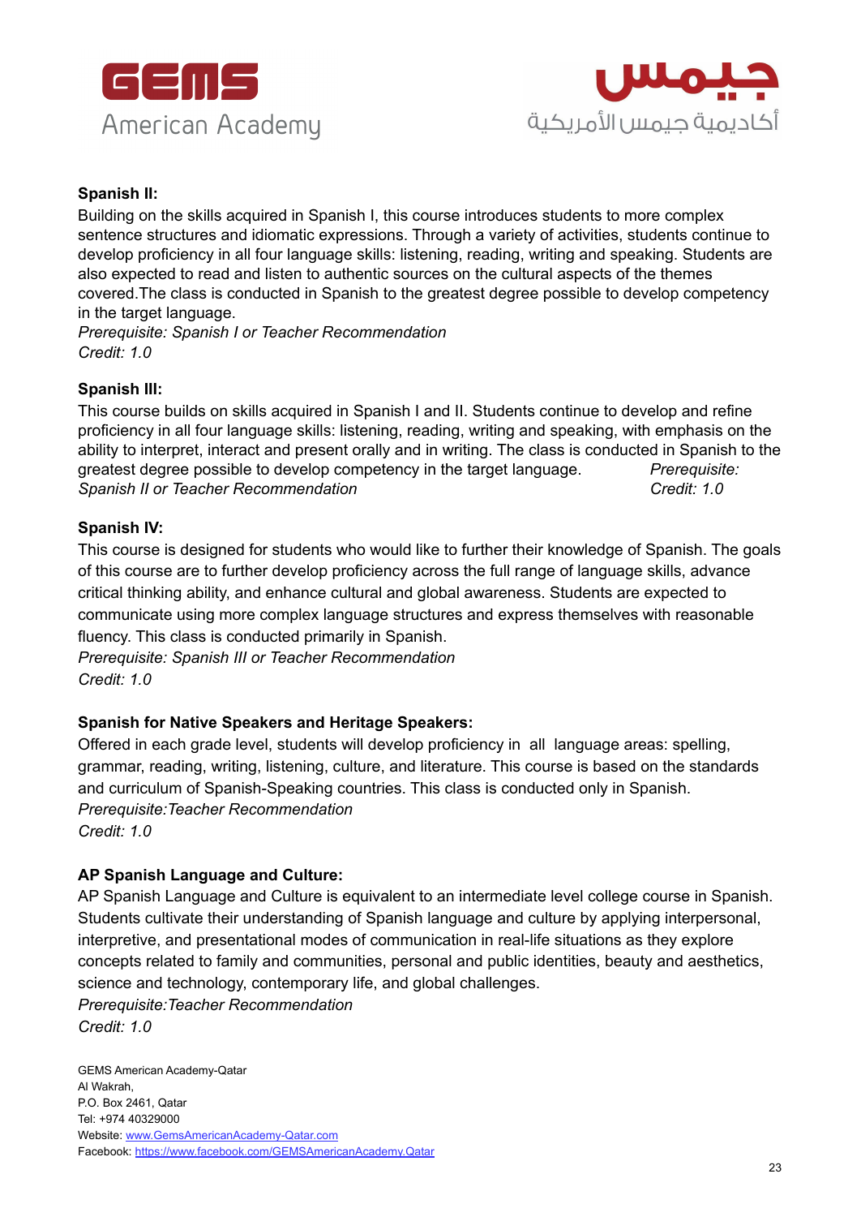**Spanish II:**

Building on the skills acquired in Spanish I, this course introduces students to more complex sentence structures and idiomatic expressions. Through a variety of activities, students continue to develop proficiency in all four language skills: listening, reading, writing and speaking. Students are also expected to read and listen to authentic sources on the cultural aspects of the themes covered.The class is conducted in Spanish to the greatest degree possible to develop competency in the target language.

*Prerequisite: Spanish I or Teacher Recommendation*

*Credit: 1.0*

**Spanish III:**

This course builds on skills acquired in Spanish I and II. Students continue to develop and refine proficiency in all four language skills: listening, reading, writing and speaking, with emphasis on the ability to interpret, interact and present orally and in writing. The class is conducted in Spanish to the greatest degree possible to develop competency in the target language.

*Prerequisite: Spanish II or Teacher Recommendation*

*Credit: 1.0*

**Spanish IV:**

This course is designed for students who would like to further their knowledge of Spanish. The goals of this course are to further develop proficiency across the full range of language skills, advance critical thinking ability, and enhance cultural and global awareness. Students are expected to communicate using more complex language structures and express themselves with reasonable fluency. This class is conducted primarily in Spanish.

*Prerequisite: Spanish III or Teacher Recommendation*

*Credit: 1.0*

**Spanish for Native Speakers and Heritage Speakers:**

Offered in each grade level, students will develop proficiency in all language areas: spelling, grammar, reading, writing, listening, culture, and literature. This course is based on the standards and curriculum of Spanish-Speaking countries. This class is conducted only in Spanish.

*Prerequisite:Teacher Recommendation*

*Credit: 1.0*

**AP Spanish Language and Culture:**

AP Spanish Language and Culture is equivalent to an intermediate level college course in Spanish. Students cultivate their understanding of Spanish language and culture by applying interpersonal, interpretive, and presentational modes of communication in real-life situations as they explore concepts related to family and communities, personal and public identities, beauty and aesthetics, science and technology, contemporary life, and global challenges.

*Prerequisite:Teacher Recommendation*

*Credit: 1.0*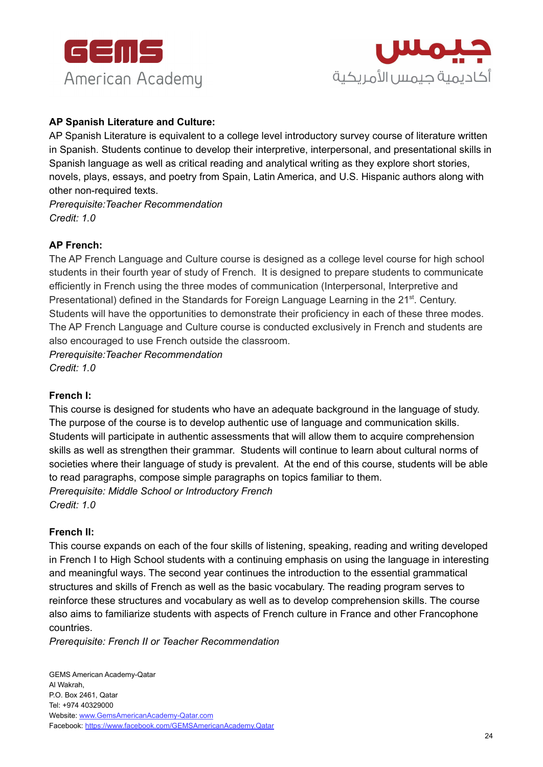**AP Spanish Literature and Culture:**

AP Spanish Literature is equivalent to a college level introductory survey course of literature written in Spanish. Students continue to develop their interpretive, interpersonal, and presentational skills in Spanish language as well as critical reading and analytical writing as they explore short stories, novels, plays, essays, and poetry from Spain, Latin America, and U.S. Hispanic authors along with other non-required texts.

*Prerequisite:Teacher Recommendation*

*Credit: 1.0*

**AP French:**

The AP French Language and Culture course is designed as a college level course for high school students in their fourth year of study of French. It is designed to prepare students to communicate efficiently in French using the three modes of communication (Interpersonal, Interpretive and Presentational) defined in the Standards for Foreign Language Learning in the 21st. Century. Students will have the opportunities to demonstrate their proficiency in each of these three modes. The AP French Language and Culture course is conducted exclusively in French and students are also encouraged to use French outside the classroom.

*Prerequisite:Teacher Recommendation*

*Credit: 1.0*

**French I:**

This course is designed for students who have an adequate background in the language of study. The purpose of the course is to develop authentic use of language and communication skills. Students will participate in authentic assessments that will allow them to acquire comprehension skills as well as strengthen their grammar. Students will continue to learn about cultural norms of societies where their language of study is prevalent. At the end of this course, students will be able to read paragraphs, compose simple paragraphs on topics familiar to them.

*Prerequisite: Middle School or Introductory French*

*Credit: 1.0*

**French II:**

This course expands on each of the four skills of listening, speaking, reading and writing developed in French I to High School students with a continuing emphasis on using the language in interesting and meaningful ways. The second year continues the introduction to the essential grammatical structures and skills of French as well as the basic vocabulary. The reading program serves to reinforce these structures and vocabulary as well as to develop comprehension skills. The course also aims to familiarize students with aspects of French culture in France and other Francophone countries.

*Prerequisite: French II or Teacher Recommendation*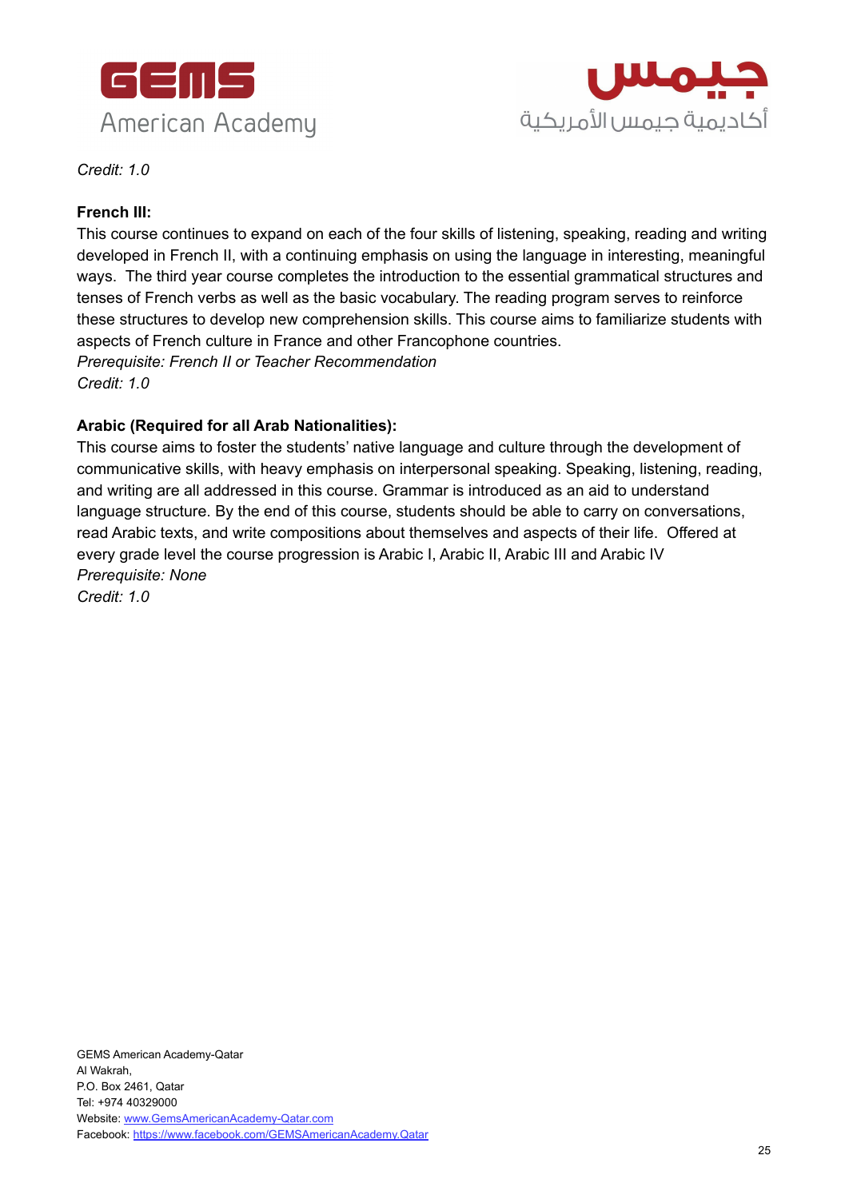*Credit: 1.0*

**French III:**

This course continues to expand on each of the four skills of listening, speaking, reading and writing developed in French II, with a continuing emphasis on using the language in interesting, meaningful ways. The third year course completes the introduction to the essential grammatical structures and tenses of French verbs as well as the basic vocabulary. The reading program serves to reinforce these structures to develop new comprehension skills. This course aims to familiarize students with aspects of French culture in France and other Francophone countries.

*Prerequisite: French II or Teacher Recommendation*

*Credit: 1.0*

**Arabic (Required for all Arab Nationalities):**

This course aims to foster the students' native language and culture through the development of communicative skills, with heavy emphasis on interpersonal speaking. Speaking, listening, reading, and writing are all addressed in this course. Grammar is introduced as an aid to understand language structure. By the end of this course, students should be able to carry on conversations, read Arabic texts, and write compositions about themselves and aspects of their life. Offered at every grade level the course progression is Arabic I, Arabic II, Arabic III and Arabic IV

*Prerequisite: None*

*Credit: 1.0*